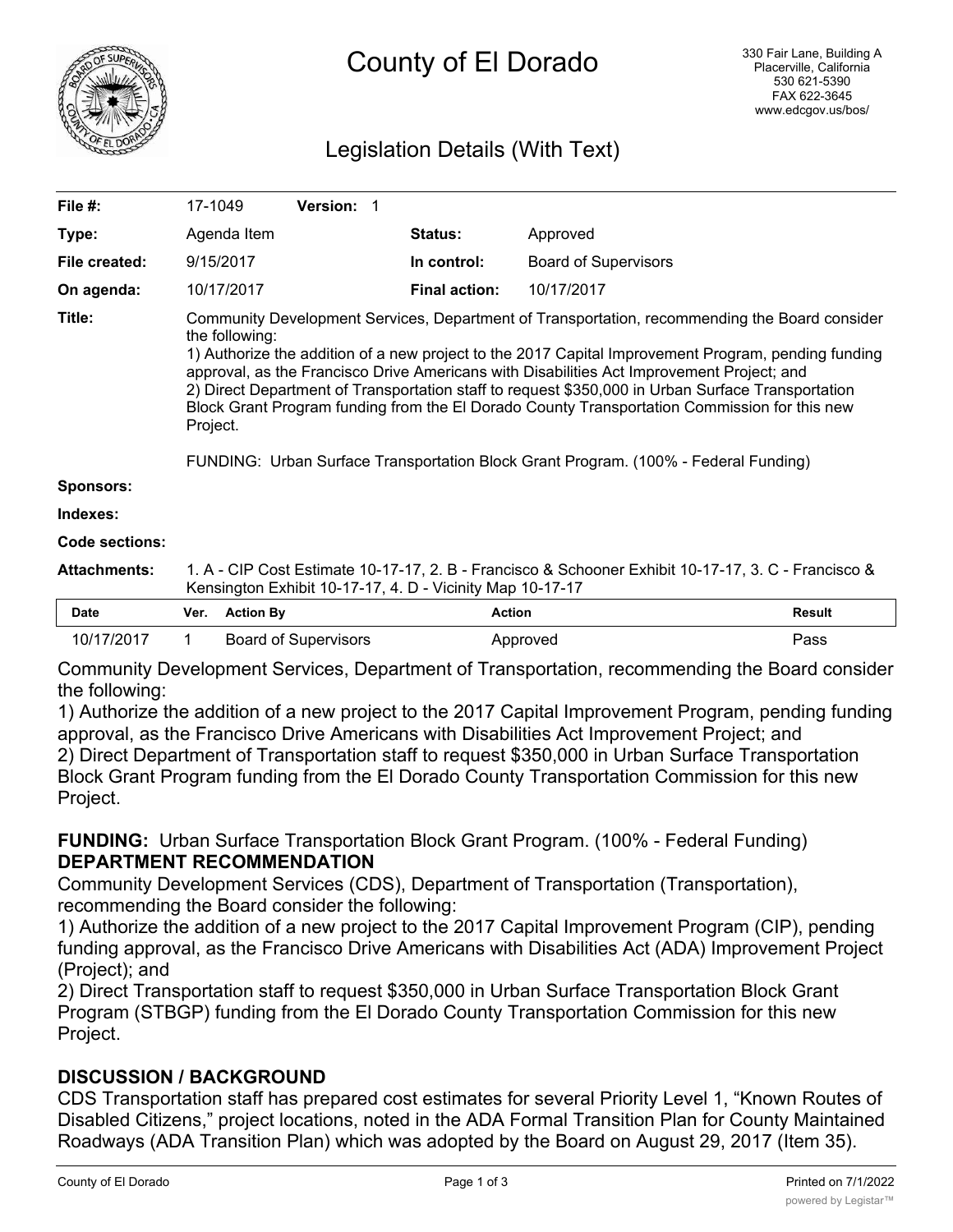# County of El Dorado

330 Fair Lane, Building A
Placerville, California
530 621-5390
FAX 622-3645
www.edcgov.us/bos/

## Legislation Details (With Text)

| | | | |
|---|---|---|---|
| **File #:** | 17-1049 **Version:** 1 | | |
| **Type:** | Agenda Item | **Status:** | Approved |
| **File created:** | 9/15/2017 | **In control:** | Board of Supervisors |
| **On agenda:** | 10/17/2017 | **Final action:** | 10/17/2017 |

**Title:** Community Development Services, Department of Transportation, recommending the Board consider the following:
1) Authorize the addition of a new project to the 2017 Capital Improvement Program, pending funding approval, as the Francisco Drive Americans with Disabilities Act Improvement Project; and
2) Direct Department of Transportation staff to request $350,000 in Urban Surface Transportation Block Grant Program funding from the El Dorado County Transportation Commission for this new Project.

FUNDING: Urban Surface Transportation Block Grant Program. (100% - Federal Funding)

**Sponsors:**

**Indexes:**

**Code sections:**

**Attachments:** 1. A - CIP Cost Estimate 10-17-17, 2. B - Francisco & Schooner Exhibit 10-17-17, 3. C - Francisco & Kensington Exhibit 10-17-17, 4. D - Vicinity Map 10-17-17

| Date | Ver. | Action By | Action | Result |
|---|---|---|---|---|
| 10/17/2017 | 1 | Board of Supervisors | Approved | Pass |

Community Development Services, Department of Transportation, recommending the Board consider the following:
1) Authorize the addition of a new project to the 2017 Capital Improvement Program, pending funding approval, as the Francisco Drive Americans with Disabilities Act Improvement Project; and
2) Direct Department of Transportation staff to request $350,000 in Urban Surface Transportation Block Grant Program funding from the El Dorado County Transportation Commission for this new Project.

**FUNDING:** Urban Surface Transportation Block Grant Program. (100% - Federal Funding)

**DEPARTMENT RECOMMENDATION**

Community Development Services (CDS), Department of Transportation (Transportation), recommending the Board consider the following:
1) Authorize the addition of a new project to the 2017 Capital Improvement Program (CIP), pending funding approval, as the Francisco Drive Americans with Disabilities Act (ADA) Improvement Project (Project); and
2) Direct Transportation staff to request $350,000 in Urban Surface Transportation Block Grant Program (STBGP) funding from the El Dorado County Transportation Commission for this new Project.

## DISCUSSION / BACKGROUND

CDS Transportation staff has prepared cost estimates for several Priority Level 1, "Known Routes of Disabled Citizens," project locations, noted in the ADA Formal Transition Plan for County Maintained Roadways (ADA Transition Plan) which was adopted by the Board on August 29, 2017 (Item 35).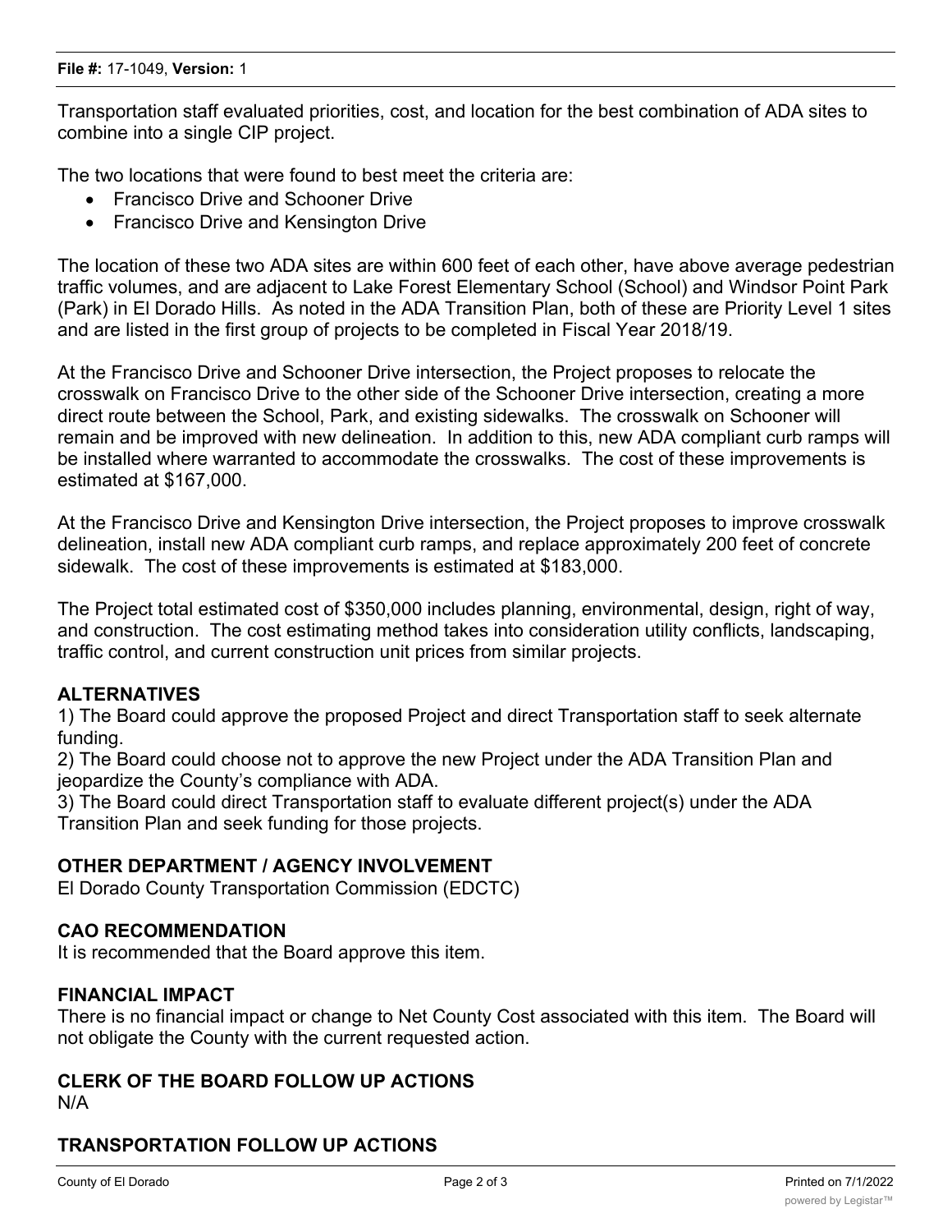Transportation staff evaluated priorities, cost, and location for the best combination of ADA sites to combine into a single CIP project.

The two locations that were found to best meet the criteria are:

- Francisco Drive and Schooner Drive
- Francisco Drive and Kensington Drive

The location of these two ADA sites are within 600 feet of each other, have above average pedestrian traffic volumes, and are adjacent to Lake Forest Elementary School (School) and Windsor Point Park (Park) in El Dorado Hills. As noted in the ADA Transition Plan, both of these are Priority Level 1 sites and are listed in the first group of projects to be completed in Fiscal Year 2018/19.

At the Francisco Drive and Schooner Drive intersection, the Project proposes to relocate the crosswalk on Francisco Drive to the other side of the Schooner Drive intersection, creating a more direct route between the School, Park, and existing sidewalks. The crosswalk on Schooner will remain and be improved with new delineation. In addition to this, new ADA compliant curb ramps will be installed where warranted to accommodate the crosswalks. The cost of these improvements is estimated at $167,000.

At the Francisco Drive and Kensington Drive intersection, the Project proposes to improve crosswalk delineation, install new ADA compliant curb ramps, and replace approximately 200 feet of concrete sidewalk. The cost of these improvements is estimated at $183,000.

The Project total estimated cost of $350,000 includes planning, environmental, design, right of way, and construction. The cost estimating method takes into consideration utility conflicts, landscaping, traffic control, and current construction unit prices from similar projects.

## ALTERNATIVES

1) The Board could approve the proposed Project and direct Transportation staff to seek alternate funding.
2) The Board could choose not to approve the new Project under the ADA Transition Plan and jeopardize the County's compliance with ADA.
3) The Board could direct Transportation staff to evaluate different project(s) under the ADA Transition Plan and seek funding for those projects.

## OTHER DEPARTMENT / AGENCY INVOLVEMENT

El Dorado County Transportation Commission (EDCTC)

## CAO RECOMMENDATION

It is recommended that the Board approve this item.

## FINANCIAL IMPACT

There is no financial impact or change to Net County Cost associated with this item. The Board will not obligate the County with the current requested action.

## CLERK OF THE BOARD FOLLOW UP ACTIONS

N/A

## TRANSPORTATION FOLLOW UP ACTIONS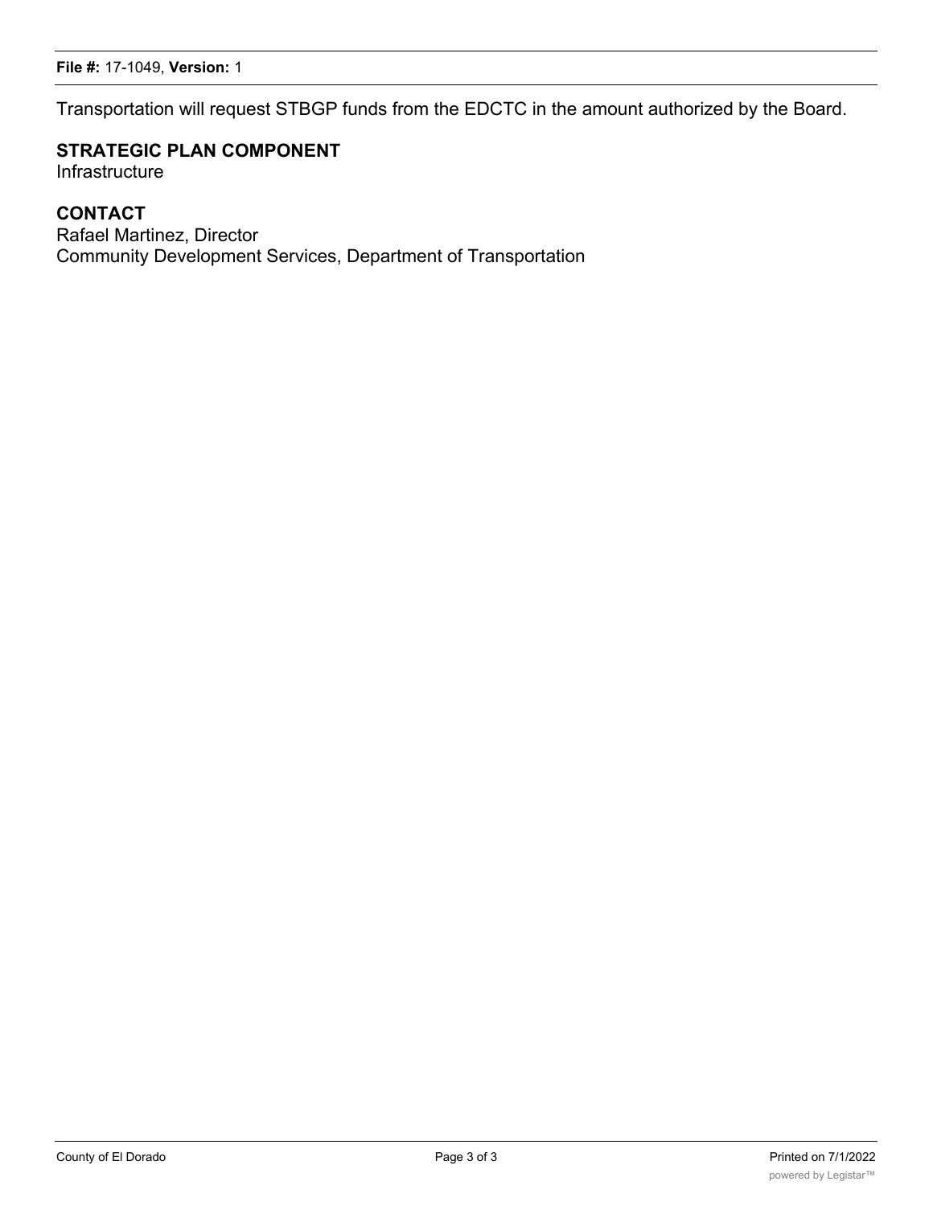Transportation will request STBGP funds from the EDCTC in the amount authorized by the Board.

**STRATEGIC PLAN COMPONENT**
Infrastructure

**CONTACT**
Rafael Martinez, Director
Community Development Services, Department of Transportation